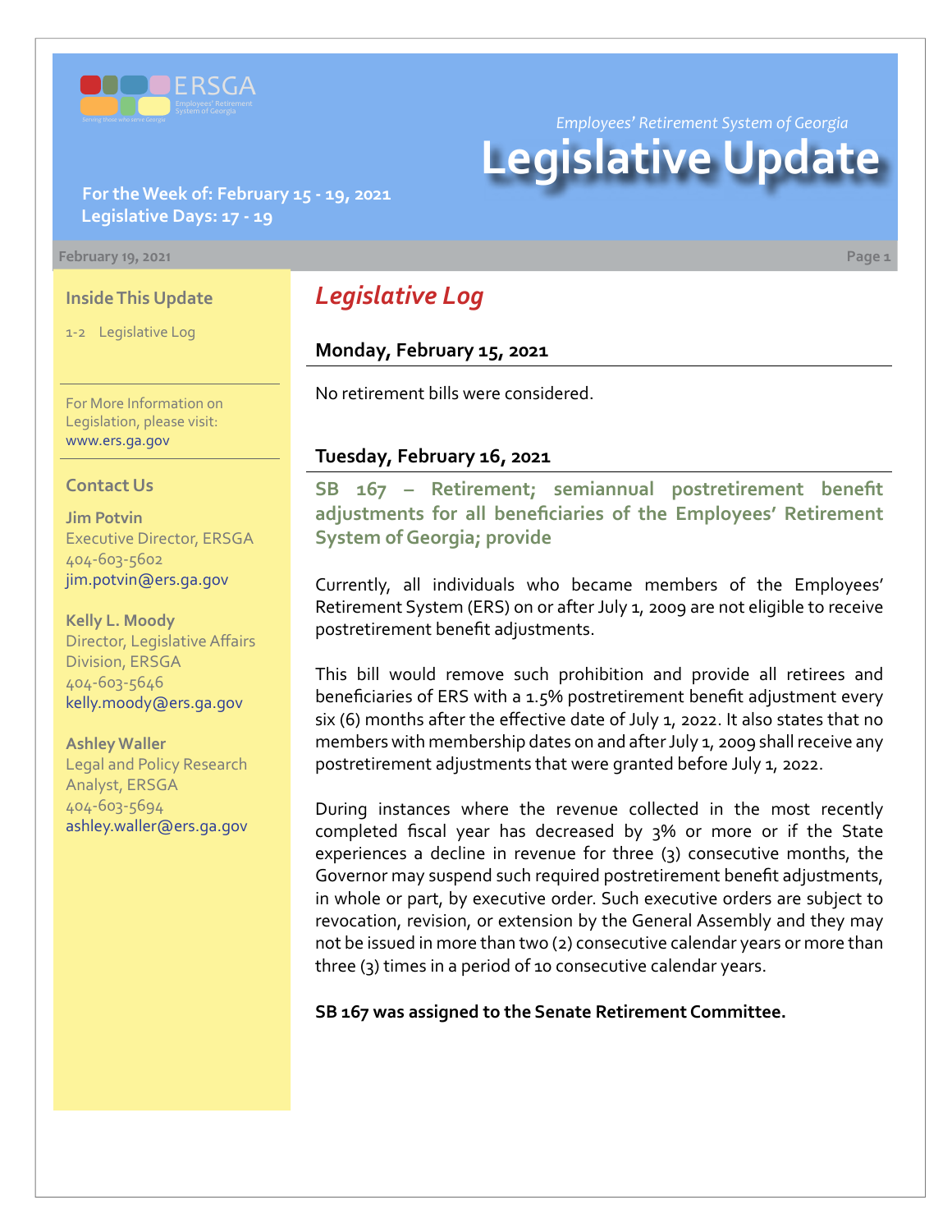Employees' Retirement System of Georgia

# Legislative Update

**For the Week of: February 15 - 19, 2021**
**Legislative Days: 17 - 19**

February 19, 2021

### Inside This Update

1-2 Legislative Log

For More Information on Legislation, please visit: www.ers.ga.gov

### Contact Us

**Jim Potvin**
Executive Director, ERSGA
404-603-5602
jim.potvin@ers.ga.gov

**Kelly L. Moody**
Director, Legislative Affairs Division, ERSGA
404-603-5646
kelly.moody@ers.ga.gov

**Ashley Waller**
Legal and Policy Research Analyst, ERSGA
404-603-5694
ashley.waller@ers.ga.gov

## *Legislative Log*

### Monday, February 15, 2021

No retirement bills were considered.

### Tuesday, February 16, 2021

**SB 167 – Retirement; semiannual postretirement benefit adjustments for all beneficiaries of the Employees' Retirement System of Georgia; provide**

Currently, all individuals who became members of the Employees' Retirement System (ERS) on or after July 1, 2009 are not eligible to receive postretirement benefit adjustments.

This bill would remove such prohibition and provide all retirees and beneficiaries of ERS with a 1.5% postretirement benefit adjustment every six (6) months after the effective date of July 1, 2022. It also states that no members with membership dates on and after July 1, 2009 shall receive any postretirement adjustments that were granted before July 1, 2022.

During instances where the revenue collected in the most recently completed fiscal year has decreased by 3% or more or if the State experiences a decline in revenue for three (3) consecutive months, the Governor may suspend such required postretirement benefit adjustments, in whole or part, by executive order. Such executive orders are subject to revocation, revision, or extension by the General Assembly and they may not be issued in more than two (2) consecutive calendar years or more than three (3) times in a period of 10 consecutive calendar years.

**SB 167 was assigned to the Senate Retirement Committee.**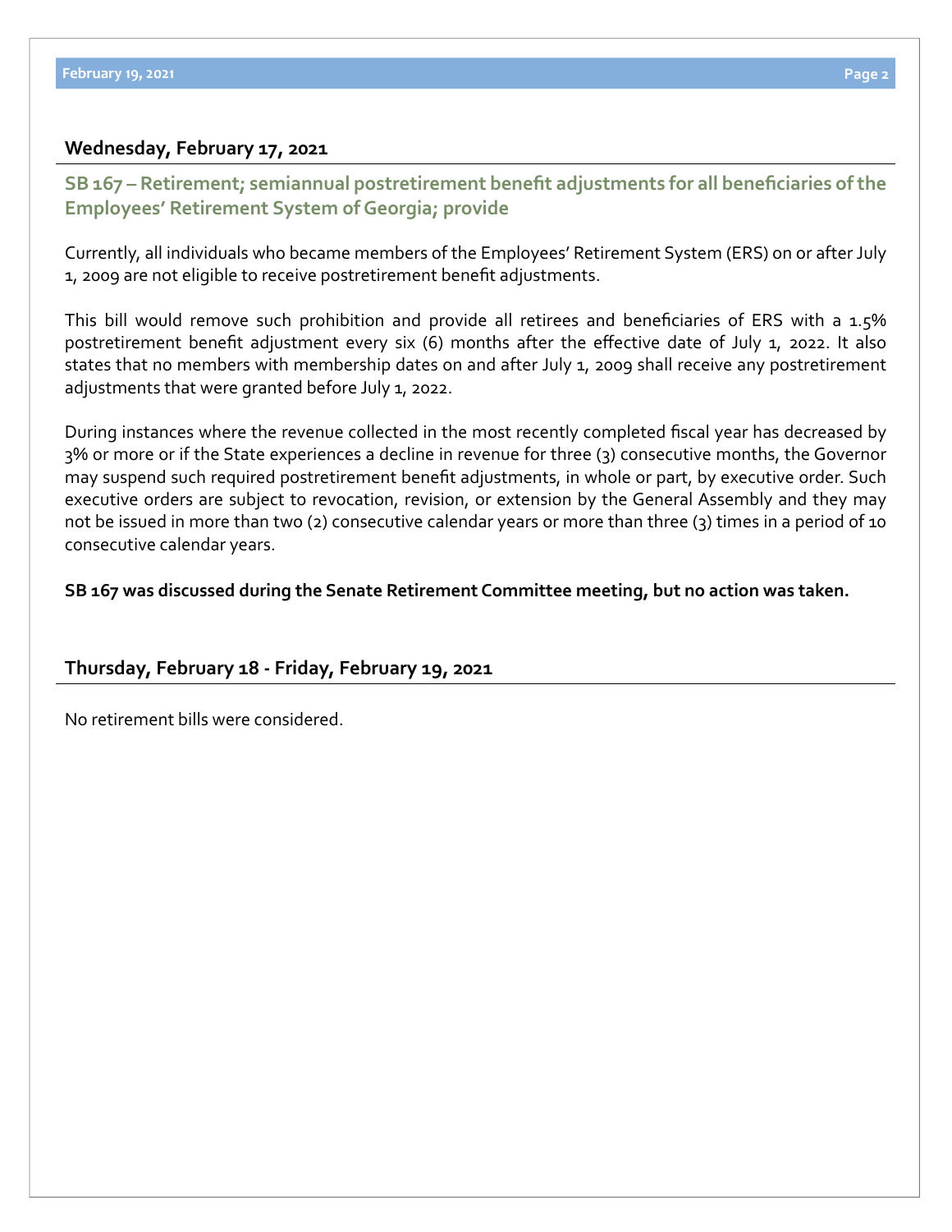## Wednesday, February 17, 2021

### SB 167 – Retirement; semiannual postretirement benefit adjustments for all beneficiaries of the Employees' Retirement System of Georgia; provide

Currently, all individuals who became members of the Employees' Retirement System (ERS) on or after July 1, 2009 are not eligible to receive postretirement benefit adjustments.

This bill would remove such prohibition and provide all retirees and beneficiaries of ERS with a 1.5% postretirement benefit adjustment every six (6) months after the effective date of July 1, 2022. It also states that no members with membership dates on and after July 1, 2009 shall receive any postretirement adjustments that were granted before July 1, 2022.

During instances where the revenue collected in the most recently completed fiscal year has decreased by 3% or more or if the State experiences a decline in revenue for three (3) consecutive months, the Governor may suspend such required postretirement benefit adjustments, in whole or part, by executive order. Such executive orders are subject to revocation, revision, or extension by the General Assembly and they may not be issued in more than two (2) consecutive calendar years or more than three (3) times in a period of 10 consecutive calendar years.

**SB 167 was discussed during the Senate Retirement Committee meeting, but no action was taken.**

## Thursday, February 18 - Friday, February 19, 2021

No retirement bills were considered.